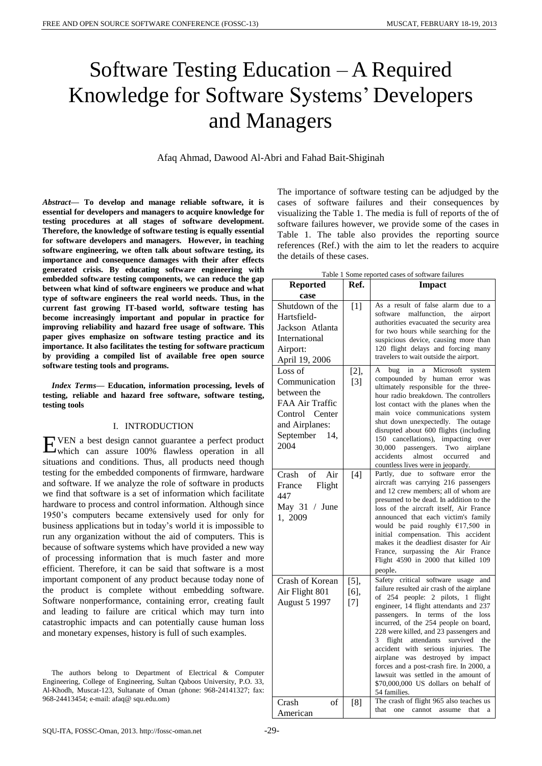# Software Testing Education – A Required Knowledge for Software Systems' Developers and Managers

Afaq Ahmad, Dawood Al-Abri and Fahad Bait-Shiginah

***Abstract*— To develop and manage reliable software, it is essential for developers and managers to acquire knowledge for testing procedures at all stages of software development. Therefore, the knowledge of software testing is equally essential for software developers and managers. However, in teaching software engineering, we often talk about software testing, its importance and consequence damages with their after effects generated crisis. By educating software engineering with embedded software testing components, we can reduce the gap between what kind of software engineers we produce and what type of software engineers the real world needs. Thus, in the current fast growing IT-based world, software testing has become increasingly important and popular in practice for improving reliability and hazard free usage of software. This paper gives emphasize on software testing practice and its importance. It also facilitates the testing for software practicum by providing a compiled list of available free open source software testing tools and programs.**

***Index Terms*— Education, information processing, levels of testing, reliable and hazard free software, software testing, testing tools**

## I. INTRODUCTION

EVEN a best design cannot guarantee a perfect product which can assure 100% flawless operation in all situations and conditions. Thus, all products need though testing for the embedded components of firmware, hardware and software. If we analyze the role of software in products we find that software is a set of information which facilitate hardware to process and control information. Although since 1950's computers became extensively used for only for business applications but in today's world it is impossible to run any organization without the aid of computers. This is because of software systems which have provided a new way of processing information that is much faster and more efficient. Therefore, it can be said that software is a most important component of any product because today none of the product is complete without embedding software. Software nonperformance, containing error, creating fault and leading to failure are critical which may turn into catastrophic impacts and can potentially cause human loss and monetary expenses, history is full of such examples.

The authors belong to Department of Electrical & Computer Engineering, College of Engineering, Sultan Qaboos University, P.O. 33, Al-Khodh, Muscat-123, Sultanate of Oman (phone: 968-24141327; fax: 968-24413454; e-mail: afaq@ squ.edu.om)

The importance of software testing can be adjudged by the cases of software failures and their consequences by visualizing the Table 1. The media is full of reports of the of software failures however, we provide some of the cases in Table 1. The table also provides the reporting source references (Ref.) with the aim to let the readers to acquire the details of these cases.

Table 1 Some reported cases of software failures

| Reported case | Ref. | Impact |
|---|---|---|
| Shutdown of the Hartsfield-Jackson Atlanta International Airport: April 19, 2006 | [1] | As a result of false alarm due to a software malfunction, the airport authorities evacuated the security area for two hours while searching for the suspicious device, causing more than 120 flight delays and forcing many travelers to wait outside the airport. |
| Loss of Communication between the FAA Air Traffic Control Center and Airplanes: September 14, 2004 | [2], [3] | A bug in a Microsoft system compounded by human error was ultimately responsible for the three-hour radio breakdown. The controllers lost contact with the planes when the main voice communications system shut down unexpectedly. The outage disrupted about 600 flights (including 150 cancellations), impacting over 30,000 passengers. Two airplane accidents almost occurred and countless lives were in jeopardy. |
| Crash of Air France Flight 447 May 31 / June 1, 2009 | [4] | Partly, due to software error the aircraft was carrying 216 passengers and 12 crew members; all of whom are presumed to be dead. In addition to the loss of the aircraft itself, Air France announced that each victim's family would be paid roughly €17,500 in initial compensation. This accident makes it the deadliest disaster for Air France, surpassing the Air France Flight 4590 in 2000 that killed 109 people. |
| Crash of Korean Air Flight 801 August 5 1997 | [5], [6], [7] | Safety critical software usage and failure resulted air crash of the airplane of 254 people: 2 pilots, 1 flight engineer, 14 flight attendants and 237 passengers. In terms of the loss incurred, of the 254 people on board, 228 were killed, and 23 passengers and 3 flight attendants survived the accident with serious injuries. The airplane was destroyed by impact forces and a post-crash fire. In 2000, a lawsuit was settled in the amount of $70,000,000 US dollars on behalf of 54 families. |
| Crash of American | [8] | The crash of flight 965 also teaches us that one cannot assume that a |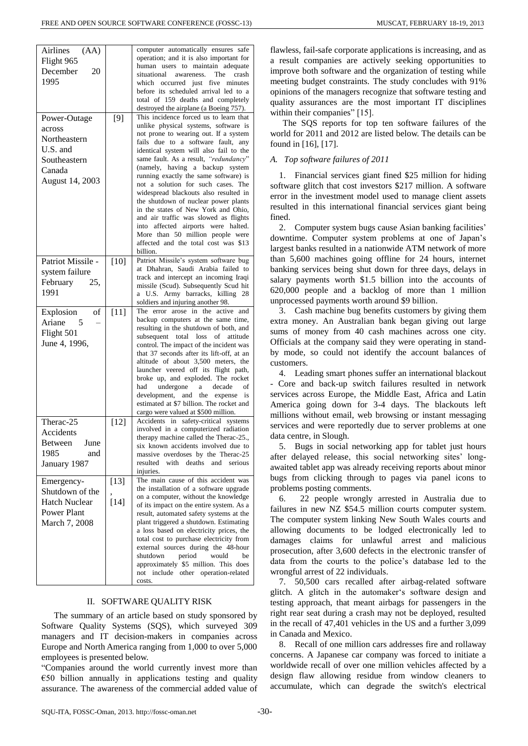| | | |
|---|---|---|
| Airlines (AA) Flight 965 December 20 1995 | | computer automatically ensures safe operation; and it is also important for human users to maintain adequate situational awareness. The crash which occurred just five minutes before its scheduled arrival led to a total of 159 deaths and completely destroyed the airplane (a Boeing 757). |
| Power-Outage across Northeastern U.S. and Southeastern Canada August 14, 2003 | [9] | This incidence forced us to learn that unlike physical systems, software is not prone to wearing out. If a system fails due to a software fault, any identical system will also fail to the same fault. As a result, *"redundancy"* (namely, having a backup system running exactly the same software) is not a solution for such cases. The widespread blackouts also resulted in the shutdown of nuclear power plants in the states of New York and Ohio, and air traffic was slowed as flights into affected airports were halted. More than 50 million people were affected and the total cost was $13 billion. |
| Patriot Missile - system failure February 25, 1991 | [10] | Patriot Missile's system software bug at Dhahran, Saudi Arabia failed to track and intercept an incoming Iraqi missile (Scud). Subsequently Scud hit a U.S. Army barracks, killing 28 soldiers and injuring another 98. |
| Explosion of Ariane 5 – Flight 501 June 4, 1996, | [11] | The error arose in the active and backup computers at the same time, resulting in the shutdown of both, and subsequent total loss of attitude control. The impact of the incident was that 37 seconds after its lift-off, at an altitude of about 3,500 meters, the launcher veered off its flight path, broke up, and exploded. The rocket had undergone a decade of development, and the expense is estimated at $7 billion. The rocket and cargo were valued at $500 million. |
| Therac-25 Accidents Between June 1985 and January 1987 | [12] | Accidents in safety-critical systems involved in a computerized radiation therapy machine called the Therac-25., six known accidents involved due to massive overdoses by the Therac-25 resulted with deaths and serious injuries. |
| Emergency-Shutdown of the Hatch Nuclear Power Plant March 7, 2008 | [13], [14] | The main cause of this accident was the installation of a software upgrade on a computer, without the knowledge of its impact on the entire system. As a result, automated safety systems at the plant triggered a shutdown. Estimating a loss based on electricity prices, the total cost to purchase electricity from external sources during the 48-hour shutdown period would be approximately $5 million. This does not include other operation-related costs. |

## II. SOFTWARE QUALITY RISK

The summary of an article based on study sponsored by Software Quality Systems (SQS), which surveyed 309 managers and IT decision-makers in companies across Europe and North America ranging from 1,000 to over 5,000 employees is presented below.

"Companies around the world currently invest more than €50 billion annually in applications testing and quality assurance. The awareness of the commercial added value of flawless, fail-safe corporate applications is increasing, and as a result companies are actively seeking opportunities to improve both software and the organization of testing while meeting budget constraints. The study concludes with 91% opinions of the managers recognize that software testing and quality assurances are the most important IT disciplines within their companies" [15].

The SQS reports for top ten software failures of the world for 2011 and 2012 are listed below. The details can be found in [16], [17].

### *A. Top software failures of 2011*

1. Financial services giant fined $25 million for hiding software glitch that cost investors $217 million. A software error in the investment model used to manage client assets resulted in this international financial services giant being fined.

2. Computer system bugs cause Asian banking facilities' downtime. Computer system problems at one of Japan's largest banks resulted in a nationwide ATM network of more than 5,600 machines going offline for 24 hours, internet banking services being shut down for three days, delays in salary payments worth $1.5 billion into the accounts of 620,000 people and a backlog of more than 1 million unprocessed payments worth around $9 billion.

3. Cash machine bug benefits customers by giving them extra money. An Australian bank began giving out large sums of money from 40 cash machines across one city. Officials at the company said they were operating in stand-by mode, so could not identify the account balances of customers.

4. Leading smart phones suffer an international blackout - Core and back-up switch failures resulted in network services across Europe, the Middle East, Africa and Latin America going down for 3-4 days. The blackouts left millions without email, web browsing or instant messaging services and were reportedly due to server problems at one data centre, in Slough.

5. Bugs in social networking app for tablet just hours after delayed release, this social networking sites' long-awaited tablet app was already receiving reports about minor bugs from clicking through to pages via panel icons to problems posting comments.

6. 22 people wrongly arrested in Australia due to failures in new NZ $54.5 million courts computer system. The computer system linking New South Wales courts and allowing documents to be lodged electronically led to damages claims for unlawful arrest and malicious prosecution, after 3,600 defects in the electronic transfer of data from the courts to the police's database led to the wrongful arrest of 22 individuals.

7. 50,500 cars recalled after airbag-related software glitch. A glitch in the automaker's software design and testing approach, that meant airbags for passengers in the right rear seat during a crash may not be deployed, resulted in the recall of 47,401 vehicles in the US and a further 3,099 in Canada and Mexico.

8. Recall of one million cars addresses fire and rollaway concerns. A Japanese car company was forced to initiate a worldwide recall of over one million vehicles affected by a design flaw allowing residue from window cleaners to accumulate, which can degrade the switch's electrical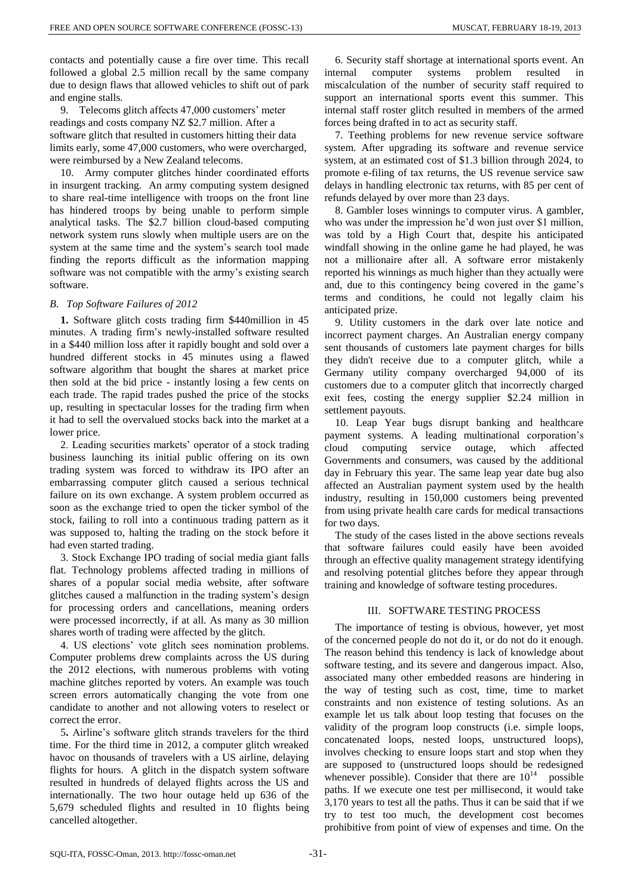contacts and potentially cause a fire over time. This recall followed a global 2.5 million recall by the same company due to design flaws that allowed vehicles to shift out of park and engine stalls.

9. Telecoms glitch affects 47,000 customers' meter readings and costs company NZ $2.7 million. After a software glitch that resulted in customers hitting their data limits early, some 47,000 customers, who were overcharged, were reimbursed by a New Zealand telecoms.

10. Army computer glitches hinder coordinated efforts in insurgent tracking. An army computing system designed to share real-time intelligence with troops on the front line has hindered troops by being unable to perform simple analytical tasks. The $2.7 billion cloud-based computing network system runs slowly when multiple users are on the system at the same time and the system's search tool made finding the reports difficult as the information mapping software was not compatible with the army's existing search software.

### *B. Top Software Failures of 2012*

**1.** Software glitch costs trading firm $440million in 45 minutes. A trading firm's newly-installed software resulted in a $440 million loss after it rapidly bought and sold over a hundred different stocks in 45 minutes using a flawed software algorithm that bought the shares at market price then sold at the bid price - instantly losing a few cents on each trade. The rapid trades pushed the price of the stocks up, resulting in spectacular losses for the trading firm when it had to sell the overvalued stocks back into the market at a lower price.

2. Leading securities markets' operator of a stock trading business launching its initial public offering on its own trading system was forced to withdraw its IPO after an embarrassing computer glitch caused a serious technical failure on its own exchange. A system problem occurred as soon as the exchange tried to open the ticker symbol of the stock, failing to roll into a continuous trading pattern as it was supposed to, halting the trading on the stock before it had even started trading.

3. Stock Exchange IPO trading of social media giant falls flat. Technology problems affected trading in millions of shares of a popular social media website, after software glitches caused a malfunction in the trading system's design for processing orders and cancellations, meaning orders were processed incorrectly, if at all. As many as 30 million shares worth of trading were affected by the glitch.

4. US elections' vote glitch sees nomination problems. Computer problems drew complaints across the US during the 2012 elections, with numerous problems with voting machine glitches reported by voters. An example was touch screen errors automatically changing the vote from one candidate to another and not allowing voters to reselect or correct the error.

5**.** Airline's software glitch strands travelers for the third time. For the third time in 2012, a computer glitch wreaked havoc on thousands of travelers with a US airline, delaying flights for hours. A glitch in the dispatch system software resulted in hundreds of delayed flights across the US and internationally. The two hour outage held up 636 of the 5,679 scheduled flights and resulted in 10 flights being cancelled altogether.

6. Security staff shortage at international sports event. An internal computer systems problem resulted in miscalculation of the number of security staff required to support an international sports event this summer. This internal staff roster glitch resulted in members of the armed forces being drafted in to act as security staff.

7. Teething problems for new revenue service software system. After upgrading its software and revenue service system, at an estimated cost of $1.3 billion through 2024, to promote e-filing of tax returns, the US revenue service saw delays in handling electronic tax returns, with 85 per cent of refunds delayed by over more than 23 days.

8. Gambler loses winnings to computer virus. A gambler, who was under the impression he'd won just over $1 million, was told by a High Court that, despite his anticipated windfall showing in the online game he had played, he was not a millionaire after all. A software error mistakenly reported his winnings as much higher than they actually were and, due to this contingency being covered in the game's terms and conditions, he could not legally claim his anticipated prize.

9. Utility customers in the dark over late notice and incorrect payment charges. An Australian energy company sent thousands of customers late payment charges for bills they didn't receive due to a computer glitch, while a Germany utility company overcharged 94,000 of its customers due to a computer glitch that incorrectly charged exit fees, costing the energy supplier $2.24 million in settlement payouts.

10. Leap Year bugs disrupt banking and healthcare payment systems. A leading multinational corporation's cloud computing service outage, which affected Governments and consumers, was caused by the additional day in February this year. The same leap year date bug also affected an Australian payment system used by the health industry, resulting in 150,000 customers being prevented from using private health care cards for medical transactions for two days.

The study of the cases listed in the above sections reveals that software failures could easily have been avoided through an effective quality management strategy identifying and resolving potential glitches before they appear through training and knowledge of software testing procedures.

## III. SOFTWARE TESTING PROCESS

The importance of testing is obvious, however, yet most of the concerned people do not do it, or do not do it enough. The reason behind this tendency is lack of knowledge about software testing, and its severe and dangerous impact. Also, associated many other embedded reasons are hindering in the way of testing such as cost, time, time to market constraints and non existence of testing solutions. As an example let us talk about loop testing that focuses on the validity of the program loop constructs (i.e. simple loops, concatenated loops, nested loops, unstructured loops), involves checking to ensure loops start and stop when they are supposed to (unstructured loops should be redesigned whenever possible). Consider that there are $10^{14}$ possible paths. If we execute one test per millisecond, it would take 3,170 years to test all the paths. Thus it can be said that if we try to test too much, the development cost becomes prohibitive from point of view of expenses and time. On the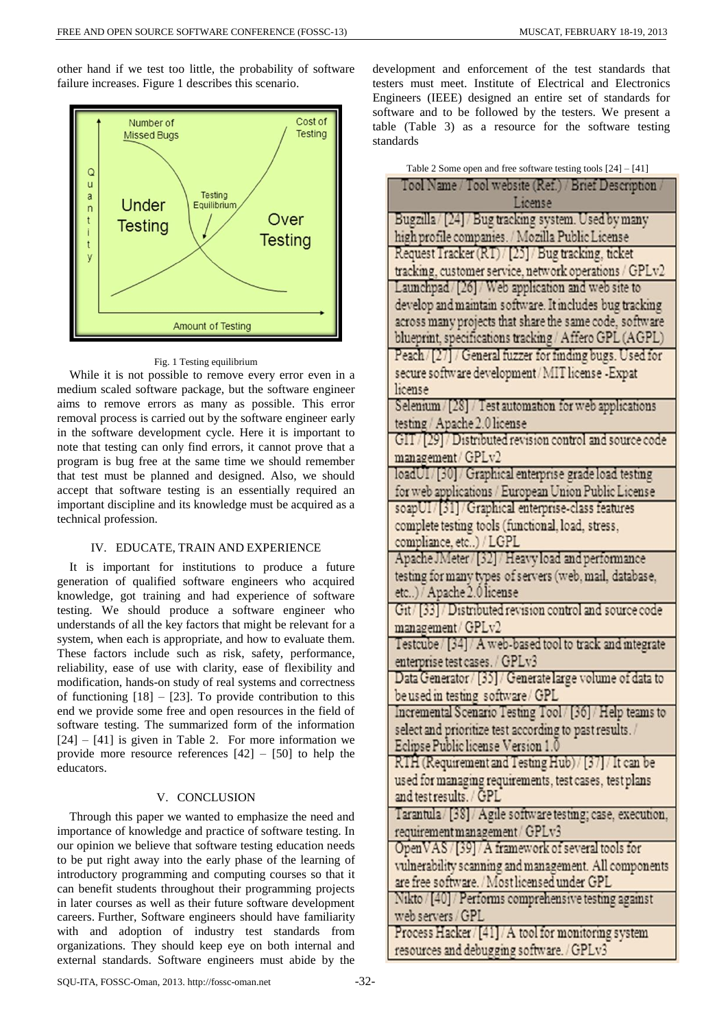other hand if we test too little, the probability of software failure increases. Figure 1 describes this scenario.

Number of Missed Bugs

Cost of Testing

Quantity

Under Testing

Testing Equilibrium

Over Testing

Amount of Testing

Fig. 1 Testing equilibrium

While it is not possible to remove every error even in a medium scaled software package, but the software engineer aims to remove errors as many as possible. This error removal process is carried out by the software engineer early in the software development cycle. Here it is important to note that testing can only find errors, it cannot prove that a program is bug free at the same time we should remember that test must be planned and designed. Also, we should accept that software testing is an essentially required an important discipline and its knowledge must be acquired as a technical profession.

## IV. EDUCATE, TRAIN AND EXPERIENCE

It is important for institutions to produce a future generation of qualified software engineers who acquired knowledge, got training and had experience of software testing. We should produce a software engineer who understands of all the key factors that might be relevant for a system, when each is appropriate, and how to evaluate them. These factors include such as risk, safety, performance, reliability, ease of use with clarity, ease of flexibility and modification, hands-on study of real systems and correctness of functioning [18] – [23]. To provide contribution to this end we provide some free and open resources in the field of software testing. The summarized form of the information [24] – [41] is given in Table 2. For more information we provide more resource references [42] – [50] to help the educators.

## V. CONCLUSION

Through this paper we wanted to emphasize the need and importance of knowledge and practice of software testing. In our opinion we believe that software testing education needs to be put right away into the early phase of the learning of introductory programming and computing courses so that it can benefit students throughout their programming projects in later courses as well as their future software development careers. Further, Software engineers should have familiarity with and adoption of industry test standards from organizations. They should keep eye on both internal and external standards. Software engineers must abide by the development and enforcement of the test standards that testers must meet. Institute of Electrical and Electronics Engineers (IEEE) designed an entire set of standards for software and to be followed by the testers. We present a table (Table 3) as a resource for the software testing standards

Table 2 Some open and free software testing tools [24] – [41]

| Tool Name / Tool website (Ref.) / Brief Description / License |
|---|
| Bugzilla / [24] / Bug tracking system. Used by many high profile companies. / Mozilla Public License |
| Request Tracker (RT) / [25] / Bug tracking, ticket tracking, customer service, network operations / GPLv2 |
| Launchpad / [26] / Web application and web site to develop and maintain software. It includes bug tracking across many projects that share the same code, software blueprint, specifications tracking / Affero GPL (AGPL) |
| Peach / [27] / General fuzzer for finding bugs. Used for secure software development / MIT license -Expat license |
| Selenium / [28] / Test automation for web applications testing / Apache 2.0 license |
| GIT / [29] / Distributed revision control and source code management / GPLv2 |
| loadUI / [30] / Graphical enterprise grade load testing for web applications / European Union Public License |
| soapUI / [31] / Graphical enterprise-class features complete testing tools (functional, load, stress, compliance, etc..) / LGPL |
| Apache JMeter / [32] / Heavy load and performance testing for many types of servers (web, mail, database, etc..) / Apache 2.0 license |
| Git / [33] / Distributed revision control and source code management / GPLv2 |
| Testcube / [34] / A web-based tool to track and integrate enterprise test cases. / GPLv3 |
| Data Generator / [35] / Generate large volume of data to be used in testing software / GPL |
| Incremental Scenario Testing Tool / [36] / Help teams to select and prioritize test according to past results. / Eclipse Public license Version 1.0 |
| RTH (Requirement and Testing Hub) / [37] / It can be used for managing requirements, test cases, test plans and test results. / GPL |
| Tarantula / [38] / Agile software testing; case, execution, requirement management / GPLv3 |
| OpenVAS / [39] / A framework of several tools for vulnerability scanning and management. All components are free software. / Most licensed under GPL |
| Nikto / [40] / Performs comprehensive testing against web servers / GPL |
| Process Hacker / [41] / A tool for monitoring system resources and debugging software. / GPLv3 |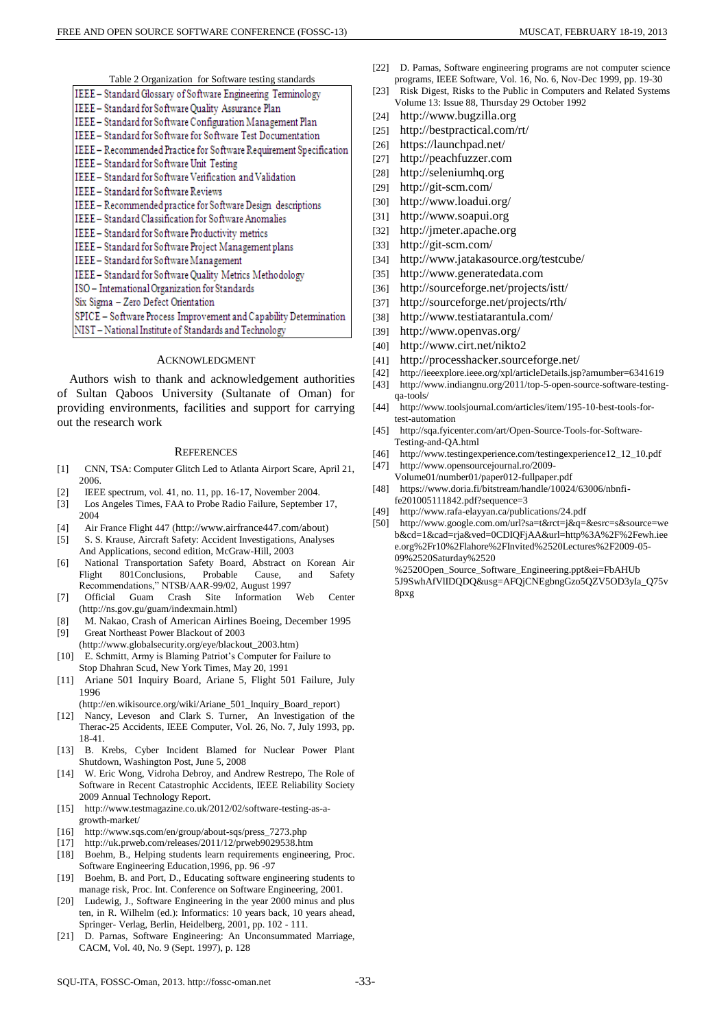Table 2 Organization for Software testing standards

| |
|---|
| IEEE – Standard Glossary of Software Engineering Terminology |
| IEEE – Standard for Software Quality Assurance Plan |
| IEEE – Standard for Software Configuration Management Plan |
| IEEE – Standard for Software for Software Test Documentation |
| IEEE – Recommended Practice for Software Requirement Specification |
| IEEE – Standard for Software Unit Testing |
| IEEE – Standard for Software Verification and Validation |
| IEEE – Standard for Software Reviews |
| IEEE – Recommended practice for Software Design descriptions |
| IEEE – Standard Classification for Software Anomalies |
| IEEE – Standard for Software Productivity metrics |
| IEEE – Standard for Software Project Management plans |
| IEEE – Standard for Software Management |
| IEEE – Standard for Software Quality Metrics Methodology |
| ISO – International Organization for Standards |
| Six Sigma – Zero Defect Orientation |
| SPICE – Software Process Improvement and Capability Determination |
| NIST – National Institute of Standards and Technology |

## ACKNOWLEDGMENT

Authors wish to thank and acknowledgement authorities of Sultan Qaboos University (Sultanate of Oman) for providing environments, facilities and support for carrying out the research work

## REFERENCES

[1] CNN, TSA: Computer Glitch Led to Atlanta Airport Scare, April 21, 2006.

[2] IEEE spectrum, vol. 41, no. 11, pp. 16-17, November 2004.

[3] Los Angeles Times, FAA to Probe Radio Failure, September 17, 2004

[4] Air France Flight 447 (http://www.airfrance447.com/about)

[5] S. S. Krause, Aircraft Safety: Accident Investigations, Analyses And Applications, second edition, McGraw-Hill, 2003

[6] National Transportation Safety Board, Abstract on Korean Air Flight 801Conclusions, Probable Cause, and Safety Recommendations," NTSB/AAR-99/02, August 1997

[7] Official Guam Crash Site Information Web Center (http://ns.gov.gu/guam/indexmain.html)

[8] M. Nakao, Crash of American Airlines Boeing, December 1995

[9] Great Northeast Power Blackout of 2003 (http://www.globalsecurity.org/eye/blackout_2003.htm)

[10] E. Schmitt, Army is Blaming Patriot's Computer for Failure to Stop Dhahran Scud, New York Times, May 20, 1991

[11] Ariane 501 Inquiry Board, Ariane 5, Flight 501 Failure, July 1996 (http://en.wikisource.org/wiki/Ariane_501_Inquiry_Board_report)

[12] Nancy, Leveson and Clark S. Turner, An Investigation of the Therac-25 Accidents, IEEE Computer, Vol. 26, No. 7, July 1993, pp. 18-41.

[13] B. Krebs, Cyber Incident Blamed for Nuclear Power Plant Shutdown, Washington Post, June 5, 2008

[14] W. Eric Wong, Vidroha Debroy, and Andrew Restrepo, The Role of Software in Recent Catastrophic Accidents, IEEE Reliability Society 2009 Annual Technology Report.

[15] http://www.testmagazine.co.uk/2012/02/software-testing-as-a-growth-market/

[16] http://www.sqs.com/en/group/about-sqs/press_7273.php

[17] http://uk.prweb.com/releases/2011/12/prweb9029538.htm

[18] Boehm, B., Helping students learn requirements engineering, Proc. Software Engineering Education,1996, pp. 96 -97

[19] Boehm, B. and Port, D., Educating software engineering students to manage risk, Proc. Int. Conference on Software Engineering, 2001.

[20] Ludewig, J., Software Engineering in the year 2000 minus and plus ten, in R. Wilhelm (ed.): Informatics: 10 years back, 10 years ahead, Springer- Verlag, Berlin, Heidelberg, 2001, pp. 102 - 111.

[21] D. Parnas, Software Engineering: An Unconsummated Marriage, CACM, Vol. 40, No. 9 (Sept. 1997), p. 128

[22] D. Parnas, Software engineering programs are not computer science programs, IEEE Software, Vol. 16, No. 6, Nov-Dec 1999, pp. 19-30

[23] Risk Digest, Risks to the Public in Computers and Related Systems Volume 13: Issue 88, Thursday 29 October 1992

[24] http://www.bugzilla.org

[25] http://bestpractical.com/rt/

[26] https://launchpad.net/

[27] http://peachfuzzer.com

[28] http://seleniumhq.org

[29] http://git-scm.com/

[30] http://www.loadui.org/

[31] http://www.soapui.org

[32] http://jmeter.apache.org

[33] http://git-scm.com/

[34] http://www.jatakasource.org/testcube/

[35] http://www.generatedata.com

[36] http://sourceforge.net/projects/istt/

[37] http://sourceforge.net/projects/rth/

[38] http://www.testiatarantula.com/

[39] http://www.openvas.org/

[40] http://www.cirt.net/nikto2

[41] http://processhacker.sourceforge.net/

[42] http://ieeexplore.ieee.org/xpl/articleDetails.jsp?arnumber=6341619

[43] http://www.indiangnu.org/2011/top-5-open-source-software-testing-qa-tools/

[44] http://www.toolsjournal.com/articles/item/195-10-best-tools-for-test-automation

[45] http://sqa.fyicenter.com/art/Open-Source-Tools-for-Software-Testing-and-QA.html

[46] http://www.testingexperience.com/testingexperience12_12_10.pdf

[47] http://www.opensourcejournal.ro/2009-Volume01/number01/paper012-fullpaper.pdf

[48] https://www.doria.fi/bitstream/handle/10024/63006/nbnfi-fe201005111842.pdf?sequence=3

[49] http://www.rafa-elayyan.ca/publications/24.pdf

[50] http://www.google.com.om/url?sa=t&rct=j&q=&esrc=s&source=web&cd=1&cad=rja&ved=0CDIQFjAA&url=http%3A%2F%2Fewh.ieee.org%2Fr10%2Flahore%2FInvited%2520Lectures%2F2009-05-09%2520Saturday%2520%2520Open_Source_Software_Engineering.ppt&ei=FbAHUb5J9SwhAfVIIDQDQ&usg=AFQjCNEgbngGzo5QZV5OD3yIa_Q75v8pxg